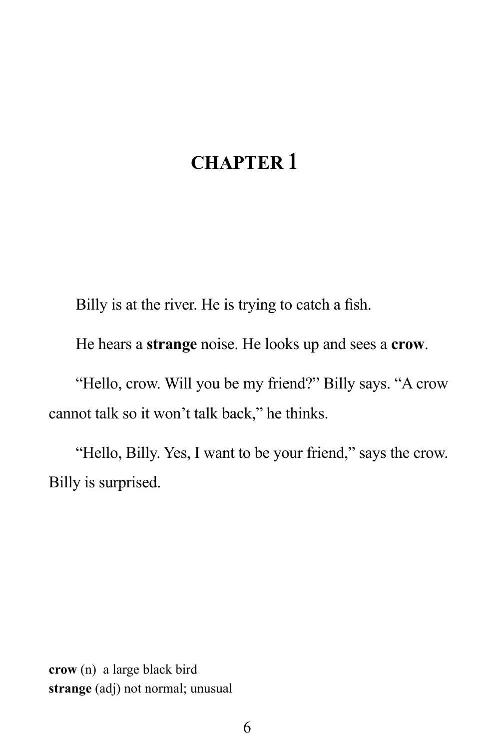# CHAPTER 1

Billy is at the river. He is trying to catch a fish.

He hears a **strange** noise. He looks up and sees a **crow**.

"Hello, crow. Will you be my friend?" Billy says. "A crow cannot talk so it won't talk back," he thinks.

"Hello, Billy. Yes, I want to be your friend," says the crow. Billy is surprised.

**crow** (n) a large black bird
**strange** (adj) not normal; unusual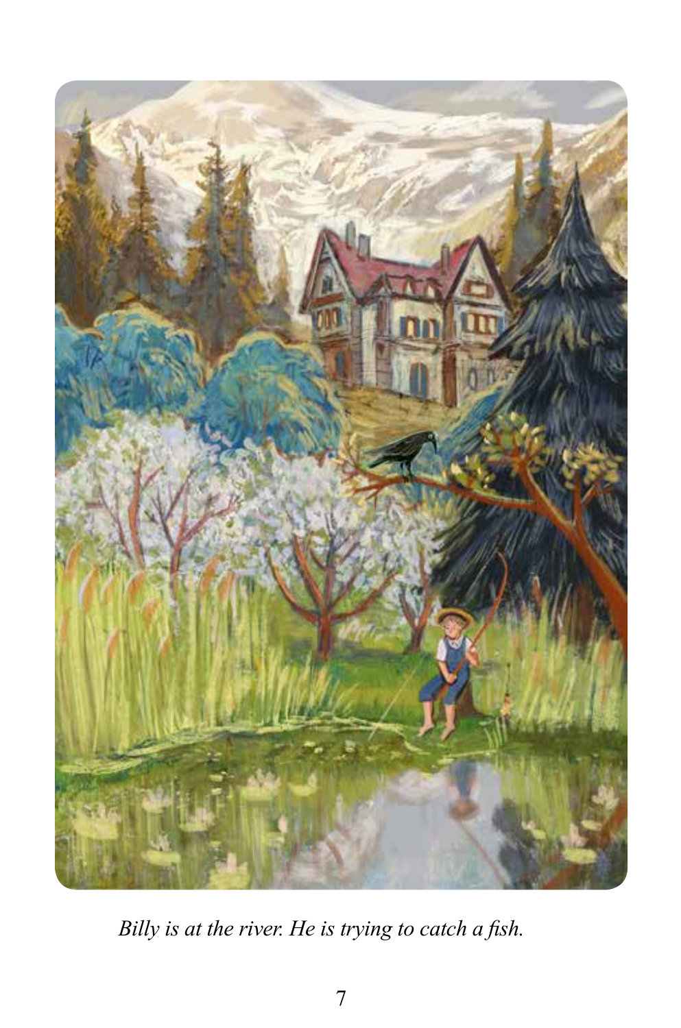*Billy is at the river. He is trying to catch a fish.*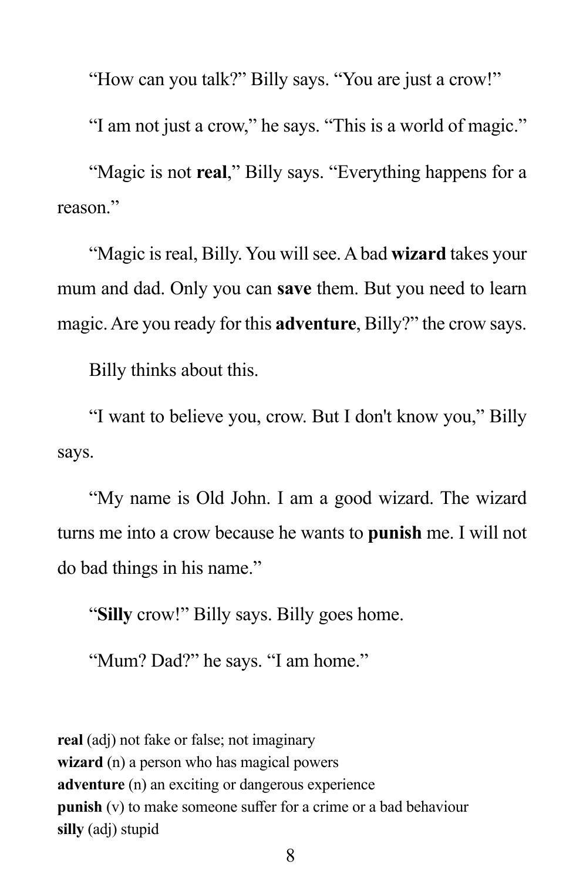"How can you talk?" Billy says. "You are just a crow!"

"I am not just a crow," he says. "This is a world of magic."

"Magic is not **real**," Billy says. "Everything happens for a reason."

"Magic is real, Billy. You will see. A bad **wizard** takes your mum and dad. Only you can **save** them. But you need to learn magic. Are you ready for this **adventure**, Billy?" the crow says.

Billy thinks about this.

"I want to believe you, crow. But I don't know you," Billy says.

"My name is Old John. I am a good wizard. The wizard turns me into a crow because he wants to **punish** me. I will not do bad things in his name."

"**Silly** crow!" Billy says. Billy goes home.

"Mum? Dad?" he says. "I am home."

**real** (adj) not fake or false; not imaginary
**wizard** (n) a person who has magical powers
**adventure** (n) an exciting or dangerous experience
**punish** (v) to make someone suffer for a crime or a bad behaviour
**silly** (adj) stupid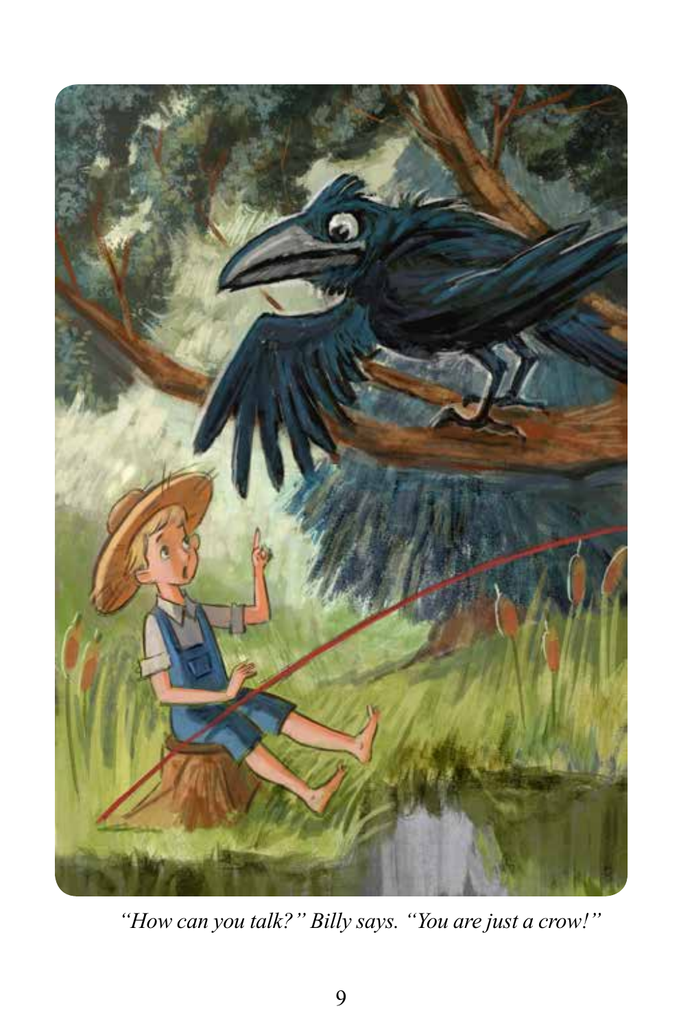*"How can you talk?" Billy says. "You are just a crow!"*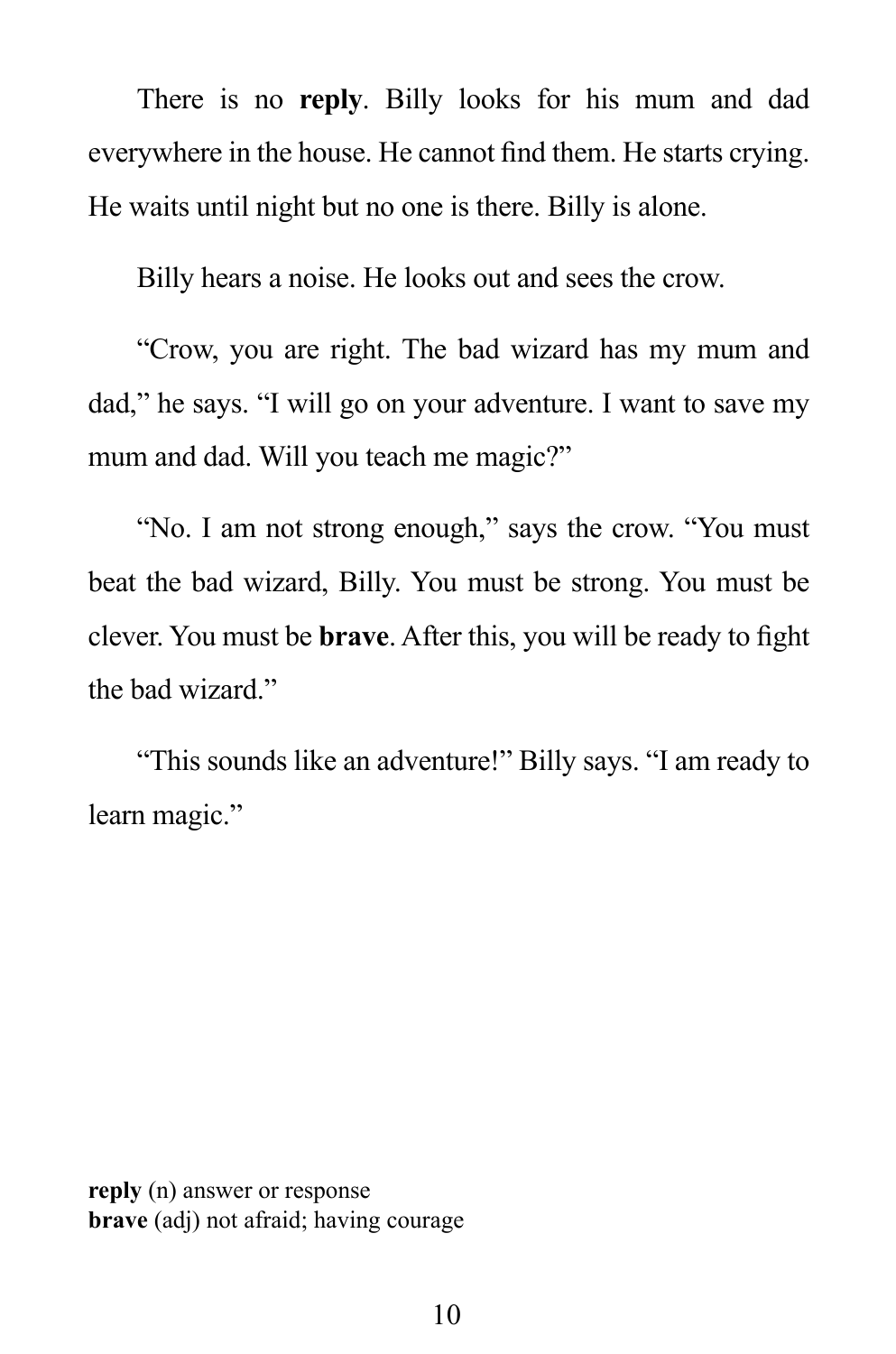There is no **reply**. Billy looks for his mum and dad everywhere in the house. He cannot find them. He starts crying. He waits until night but no one is there. Billy is alone.

Billy hears a noise. He looks out and sees the crow.

"Crow, you are right. The bad wizard has my mum and dad," he says. "I will go on your adventure. I want to save my mum and dad. Will you teach me magic?"

"No. I am not strong enough," says the crow. "You must beat the bad wizard, Billy. You must be strong. You must be clever. You must be **brave**. After this, you will be ready to fight the bad wizard."

"This sounds like an adventure!" Billy says. "I am ready to learn magic."

**reply** (n) answer or response
**brave** (adj) not afraid; having courage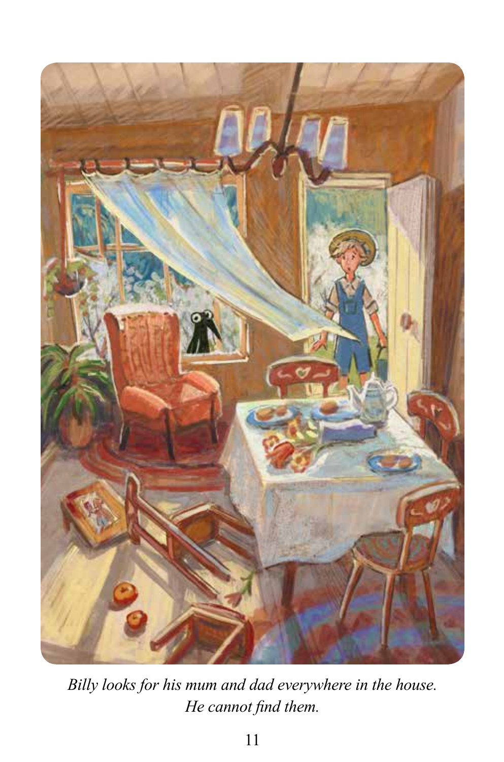*Billy looks for his mum and dad everywhere in the house.*
*He cannot find them.*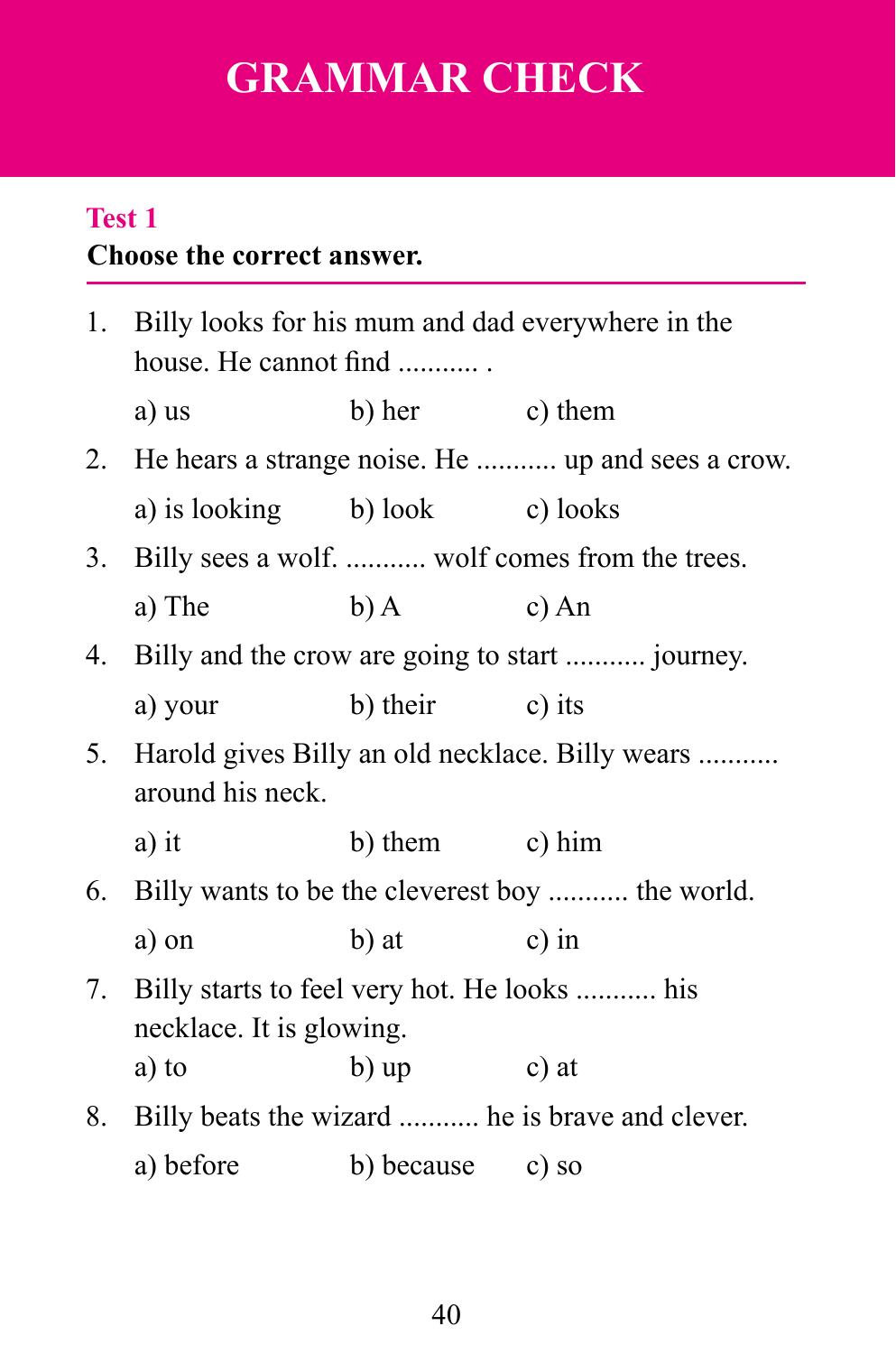# GRAMMAR CHECK

## Test 1

**Choose the correct answer.**

1. Billy looks for his mum and dad everywhere in the house. He cannot find ........... .

   a) us b) her c) them

2. He hears a strange noise. He ........... up and sees a crow.

   a) is looking b) look c) looks

3. Billy sees a wolf. ........... wolf comes from the trees.

   a) The b) A c) An

4. Billy and the crow are going to start ........... journey.

   a) your b) their c) its

5. Harold gives Billy an old necklace. Billy wears ........... around his neck.

   a) it b) them c) him

6. Billy wants to be the cleverest boy ........... the world.

   a) on b) at c) in

7. Billy starts to feel very hot. He looks ........... his necklace. It is glowing.

   a) to b) up c) at

8. Billy beats the wizard ........... he is brave and clever.

   a) before b) because c) so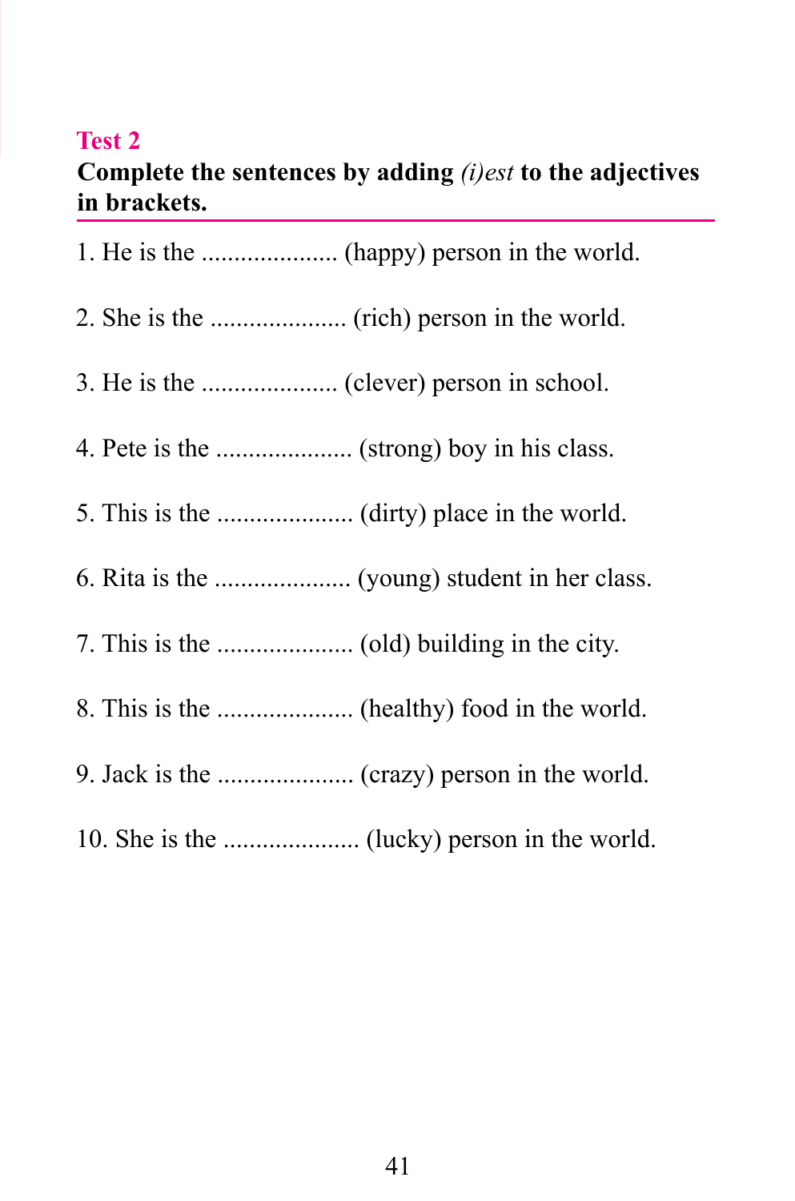## Test 2

**Complete the sentences by adding *(i)est* to the adjectives in brackets.**

1. He is the .................... (happy) person in the world.

2. She is the .................... (rich) person in the world.

3. He is the .................... (clever) person in school.

4. Pete is the .................... (strong) boy in his class.

5. This is the .................... (dirty) place in the world.

6. Rita is the .................... (young) student in her class.

7. This is the .................... (old) building in the city.

8. This is the .................... (healthy) food in the world.

9. Jack is the .................... (crazy) person in the world.

10. She is the .................... (lucky) person in the world.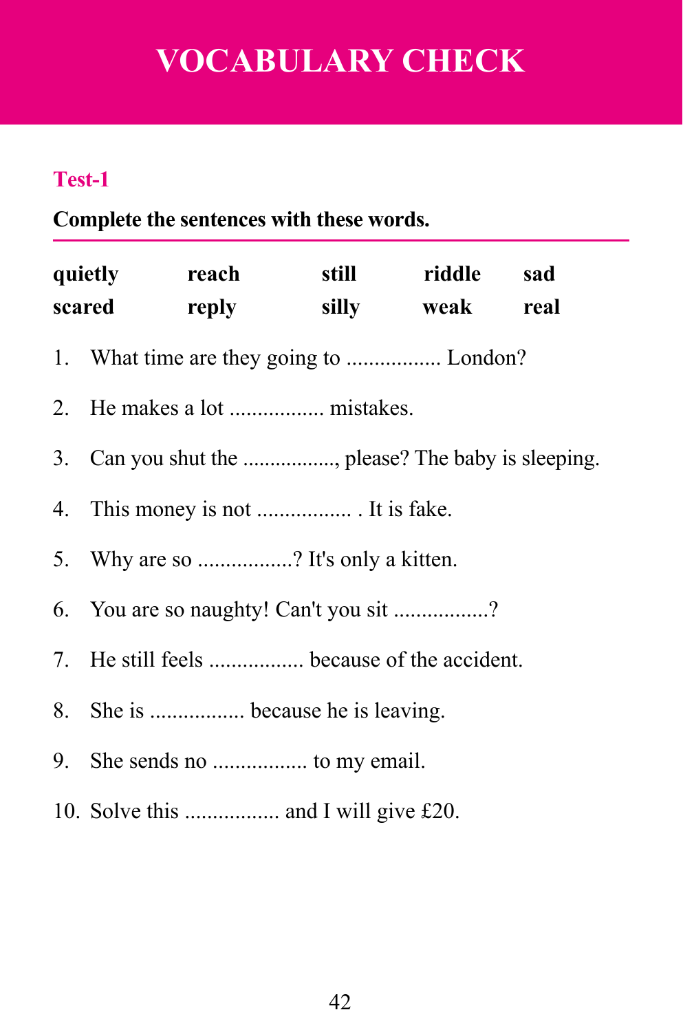# VOCABULARY CHECK

## Test-1

**Complete the sentences with these words.**

| | | | | |
|---|---|---|---|---|
| **quietly** | **reach** | **still** | **riddle** | **sad** |
| **scared** | **reply** | **silly** | **weak** | **real** |

1. What time are they going to ................. London?
2. He makes a lot ................. mistakes.
3. Can you shut the ................., please? The baby is sleeping.
4. This money is not ................. . It is fake.
5. Why are so .................? It's only a kitten.
6. You are so naughty! Can't you sit .................?
7. He still feels ................. because of the accident.
8. She is ................. because he is leaving.
9. She sends no ................. to my email.
10. Solve this ................. and I will give £20.